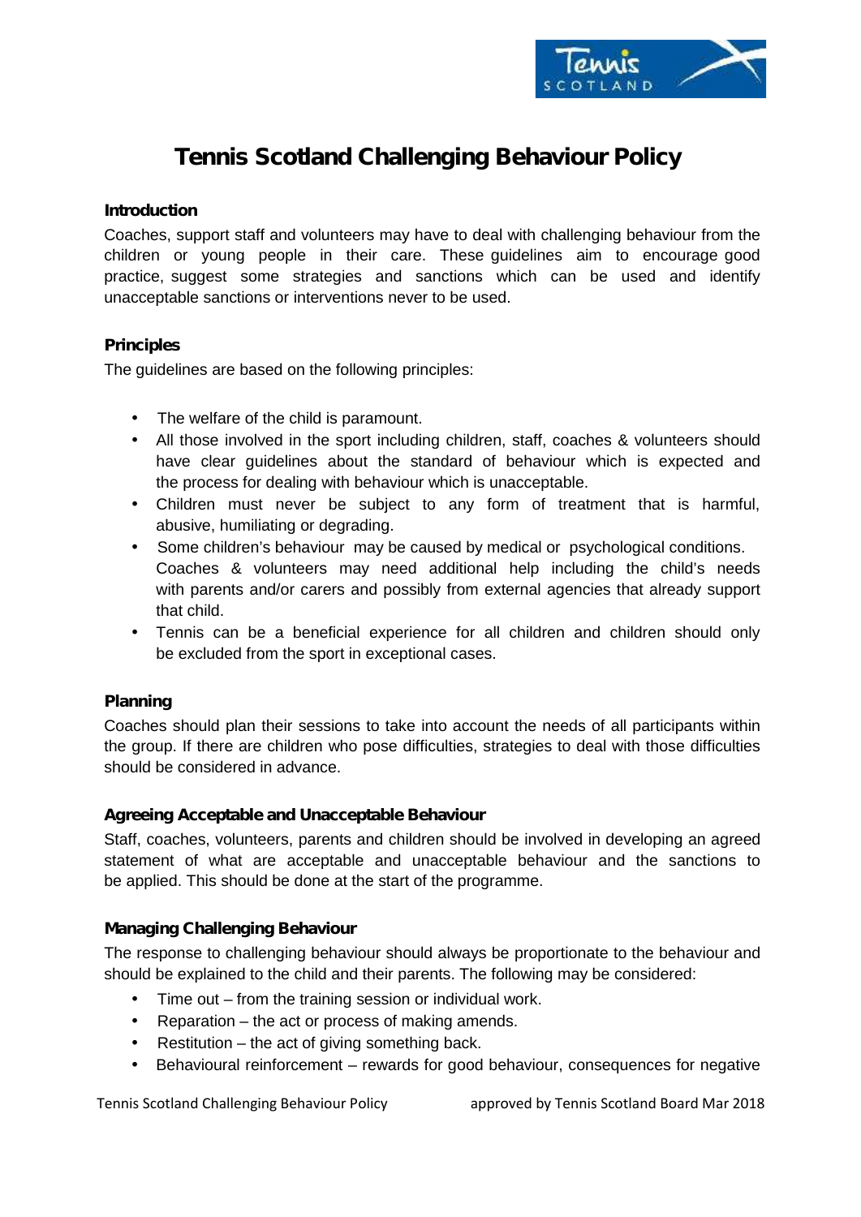# Tennis Scotland Challenging Behaviour Policy

### Introduction

Coaches, support staff and volunteers may have to deal with challenging behaviour from the children or young people in their care. These guidelines aim to encourage good practice, suggest some strategies and sanctions which can be used and identify unacceptable sanctions or interventions never to be used.

### Principles

The guidelines are based on the following principles:

- The welfare of the child is paramount.
- All those involved in the sport including children, staff, coaches & volunteers should have clear guidelines about the standard of behaviour which is expected and the process for dealing with behaviour which is unacceptable.
- Children must never be subject to any form of treatment that is harmful, abusive, humiliating or degrading.
- Some children's behaviour may be caused by medical or psychological conditions. Coaches & volunteers may need additional help including the child's needs with parents and/or carers and possibly from external agencies that already support that child.
- Tennis can be a beneficial experience for all children and children should only be excluded from the sport in exceptional cases.

### Planning

Coaches should plan their sessions to take into account the needs of all participants within the group. If there are children who pose difficulties, strategies to deal with those difficulties should be considered in advance.

### Agreeing Acceptable and Unacceptable Behaviour

Staff, coaches, volunteers, parents and children should be involved in developing an agreed statement of what are acceptable and unacceptable behaviour and the sanctions to be applied. This should be done at the start of the programme.

### Managing Challenging Behaviour

The response to challenging behaviour should always be proportionate to the behaviour and should be explained to the child and their parents. The following may be considered:

- Time out – from the training session or individual work.
- Reparation – the act or process of making amends.
- Restitution – the act of giving something back.
- Behavioural reinforcement – rewards for good behaviour, consequences for negative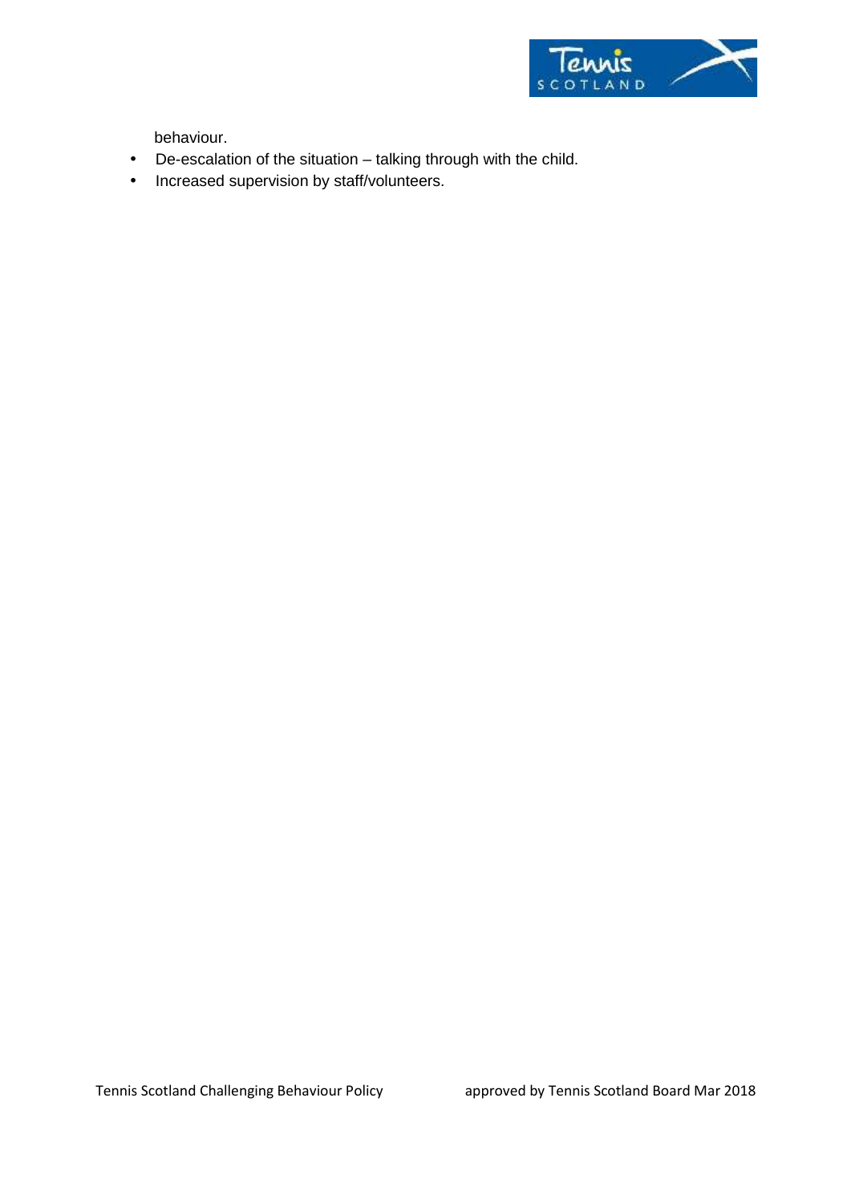behaviour.

- De-escalation of the situation – talking through with the child.
- Increased supervision by staff/volunteers.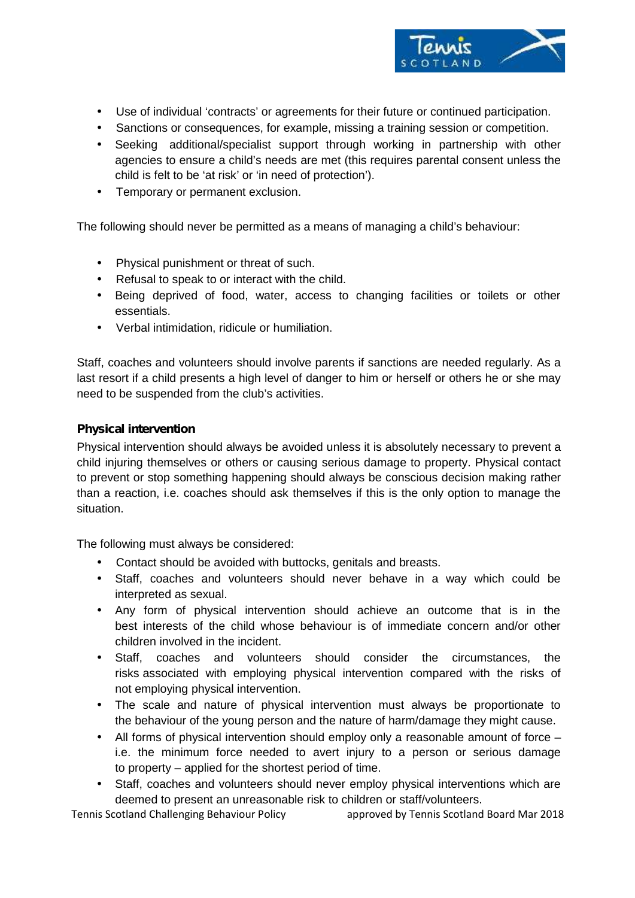- Use of individual 'contracts' or agreements for their future or continued participation.
- Sanctions or consequences, for example, missing a training session or competition.
- Seeking additional/specialist support through working in partnership with other agencies to ensure a child's needs are met (this requires parental consent unless the child is felt to be 'at risk' or 'in need of protection').
- Temporary or permanent exclusion.

The following should never be permitted as a means of managing a child's behaviour:

- Physical punishment or threat of such.
- Refusal to speak to or interact with the child.
- Being deprived of food, water, access to changing facilities or toilets or other essentials.
- Verbal intimidation, ridicule or humiliation.

Staff, coaches and volunteers should involve parents if sanctions are needed regularly. As a last resort if a child presents a high level of danger to him or herself or others he or she may need to be suspended from the club's activities.

**Physical intervention**

Physical intervention should always be avoided unless it is absolutely necessary to prevent a child injuring themselves or others or causing serious damage to property. Physical contact to prevent or stop something happening should always be conscious decision making rather than a reaction, i.e. coaches should ask themselves if this is the only option to manage the situation.

The following must always be considered:

- Contact should be avoided with buttocks, genitals and breasts.
- Staff, coaches and volunteers should never behave in a way which could be interpreted as sexual.
- Any form of physical intervention should achieve an outcome that is in the best interests of the child whose behaviour is of immediate concern and/or other children involved in the incident.
- Staff, coaches and volunteers should consider the circumstances, the risks associated with employing physical intervention compared with the risks of not employing physical intervention.
- The scale and nature of physical intervention must always be proportionate to the behaviour of the young person and the nature of harm/damage they might cause.
- All forms of physical intervention should employ only a reasonable amount of force – i.e. the minimum force needed to avert injury to a person or serious damage to property – applied for the shortest period of time.
- Staff, coaches and volunteers should never employ physical interventions which are deemed to present an unreasonable risk to children or staff/volunteers.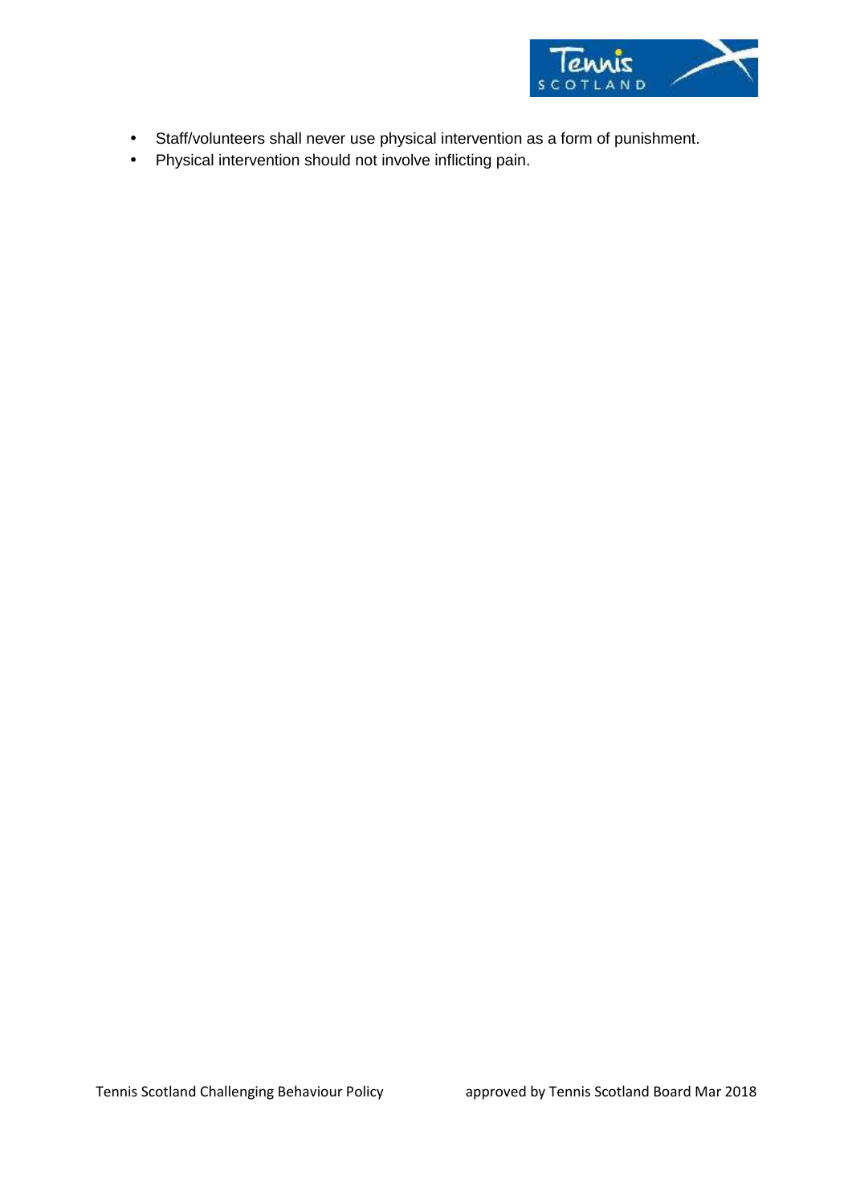- Staff/volunteers shall never use physical intervention as a form of punishment.
- Physical intervention should not involve inflicting pain.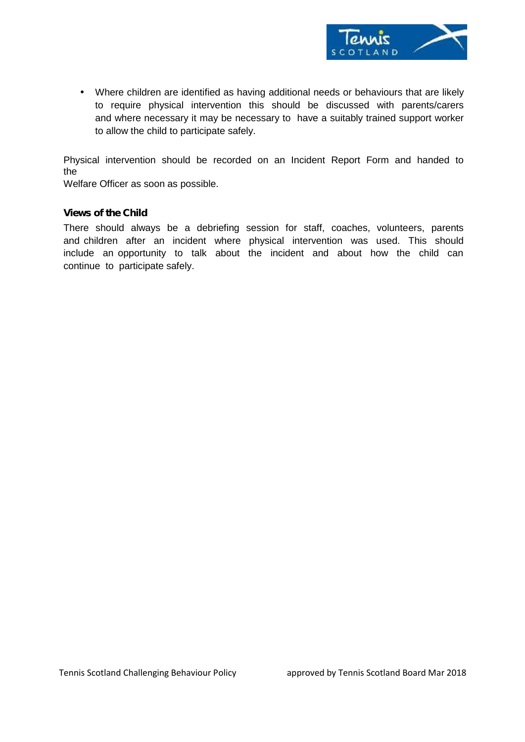- Where children are identified as having additional needs or behaviours that are likely to require physical intervention this should be discussed with parents/carers and where necessary it may be necessary to have a suitably trained support worker to allow the child to participate safely.

Physical intervention should be recorded on an Incident Report Form and handed to the Welfare Officer as soon as possible.

**Views of the Child**

There should always be a debriefing session for staff, coaches, volunteers, parents and children after an incident where physical intervention was used. This should include an opportunity to talk about the incident and about how the child can continue to participate safely.